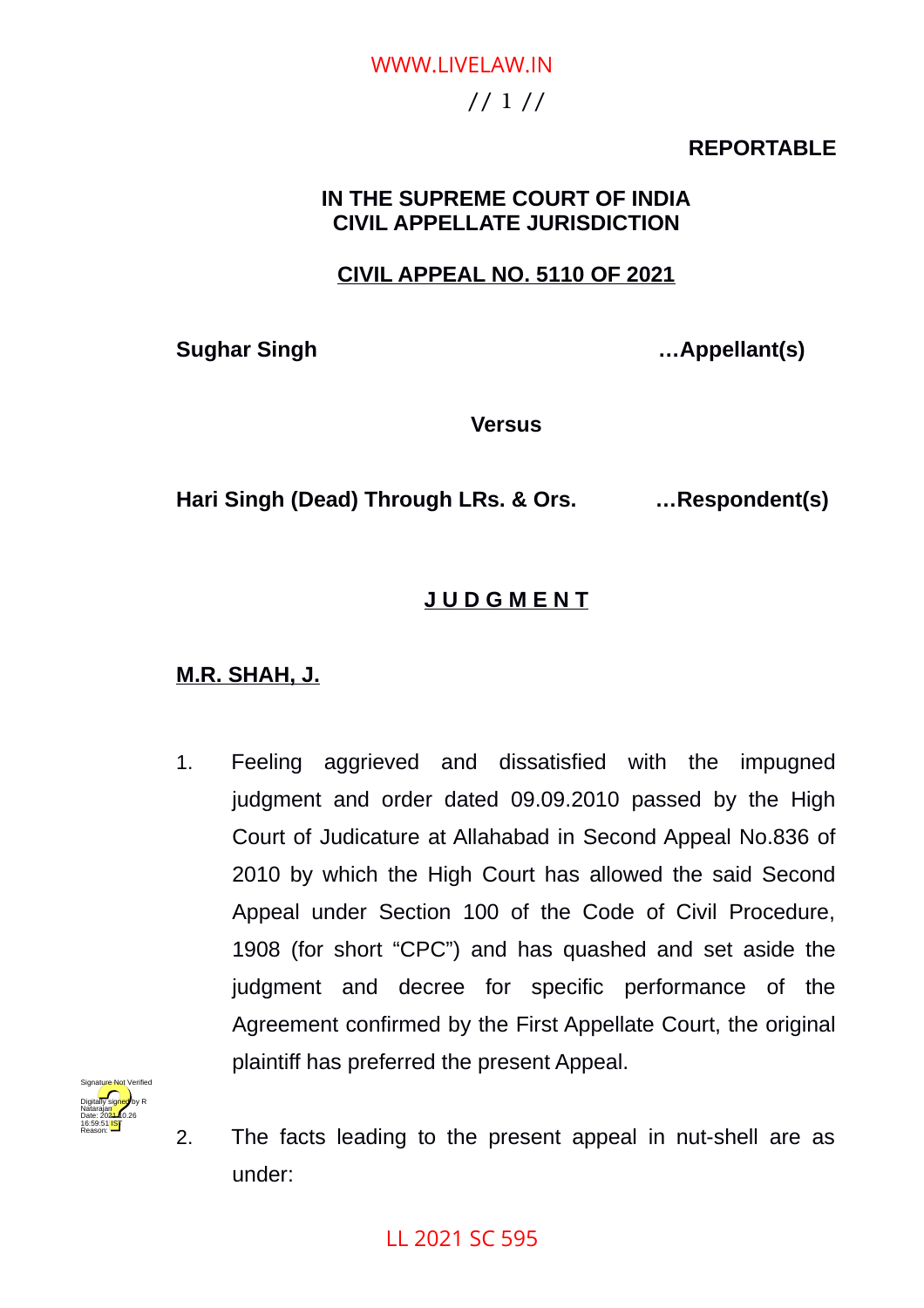**REPORTABLE**

**IN THE SUPREME COURT OF INDIA**
**CIVIL APPELLATE JURISDICTION**

**CIVIL APPEAL NO. 5110 OF 2021**

**Sughar Singh** …**Appellant(s)**

**Versus**

**Hari Singh (Dead) Through LRs. & Ors.** …**Respondent(s)**

## J U D G M E N T

**M.R. SHAH, J.**

1. Feeling aggrieved and dissatisfied with the impugned judgment and order dated 09.09.2010 passed by the High Court of Judicature at Allahabad in Second Appeal No.836 of 2010 by which the High Court has allowed the said Second Appeal under Section 100 of the Code of Civil Procedure, 1908 (for short "CPC") and has quashed and set aside the judgment and decree for specific performance of the Agreement confirmed by the First Appellate Court, the original plaintiff has preferred the present Appeal.

2. The facts leading to the present appeal in nut-shell are as under: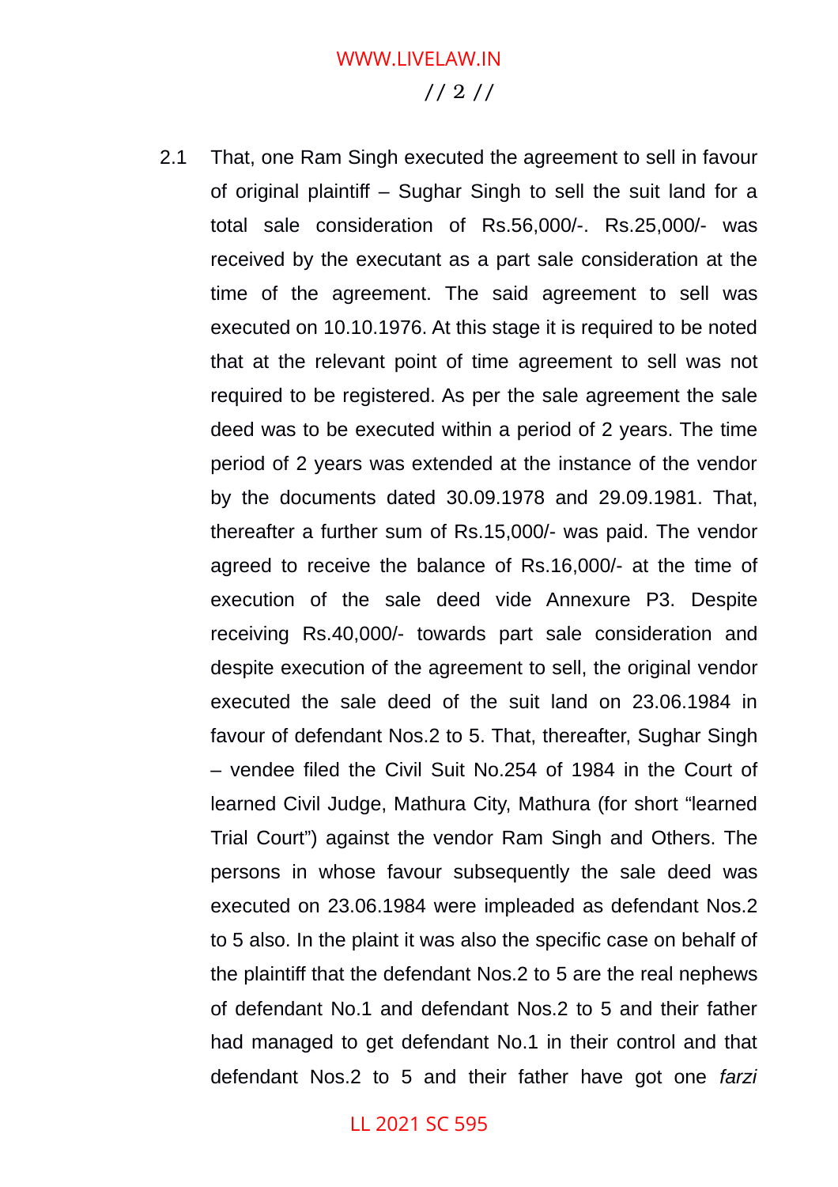2.1 That, one Ram Singh executed the agreement to sell in favour of original plaintiff – Sughar Singh to sell the suit land for a total sale consideration of Rs.56,000/-. Rs.25,000/- was received by the executant as a part sale consideration at the time of the agreement. The said agreement to sell was executed on 10.10.1976. At this stage it is required to be noted that at the relevant point of time agreement to sell was not required to be registered. As per the sale agreement the sale deed was to be executed within a period of 2 years. The time period of 2 years was extended at the instance of the vendor by the documents dated 30.09.1978 and 29.09.1981. That, thereafter a further sum of Rs.15,000/- was paid. The vendor agreed to receive the balance of Rs.16,000/- at the time of execution of the sale deed vide Annexure P3. Despite receiving Rs.40,000/- towards part sale consideration and despite execution of the agreement to sell, the original vendor executed the sale deed of the suit land on 23.06.1984 in favour of defendant Nos.2 to 5. That, thereafter, Sughar Singh – vendee filed the Civil Suit No.254 of 1984 in the Court of learned Civil Judge, Mathura City, Mathura (for short "learned Trial Court") against the vendor Ram Singh and Others. The persons in whose favour subsequently the sale deed was executed on 23.06.1984 were impleaded as defendant Nos.2 to 5 also. In the plaint it was also the specific case on behalf of the plaintiff that the defendant Nos.2 to 5 are the real nephews of defendant No.1 and defendant Nos.2 to 5 and their father had managed to get defendant No.1 in their control and that defendant Nos.2 to 5 and their father have got one *farzi*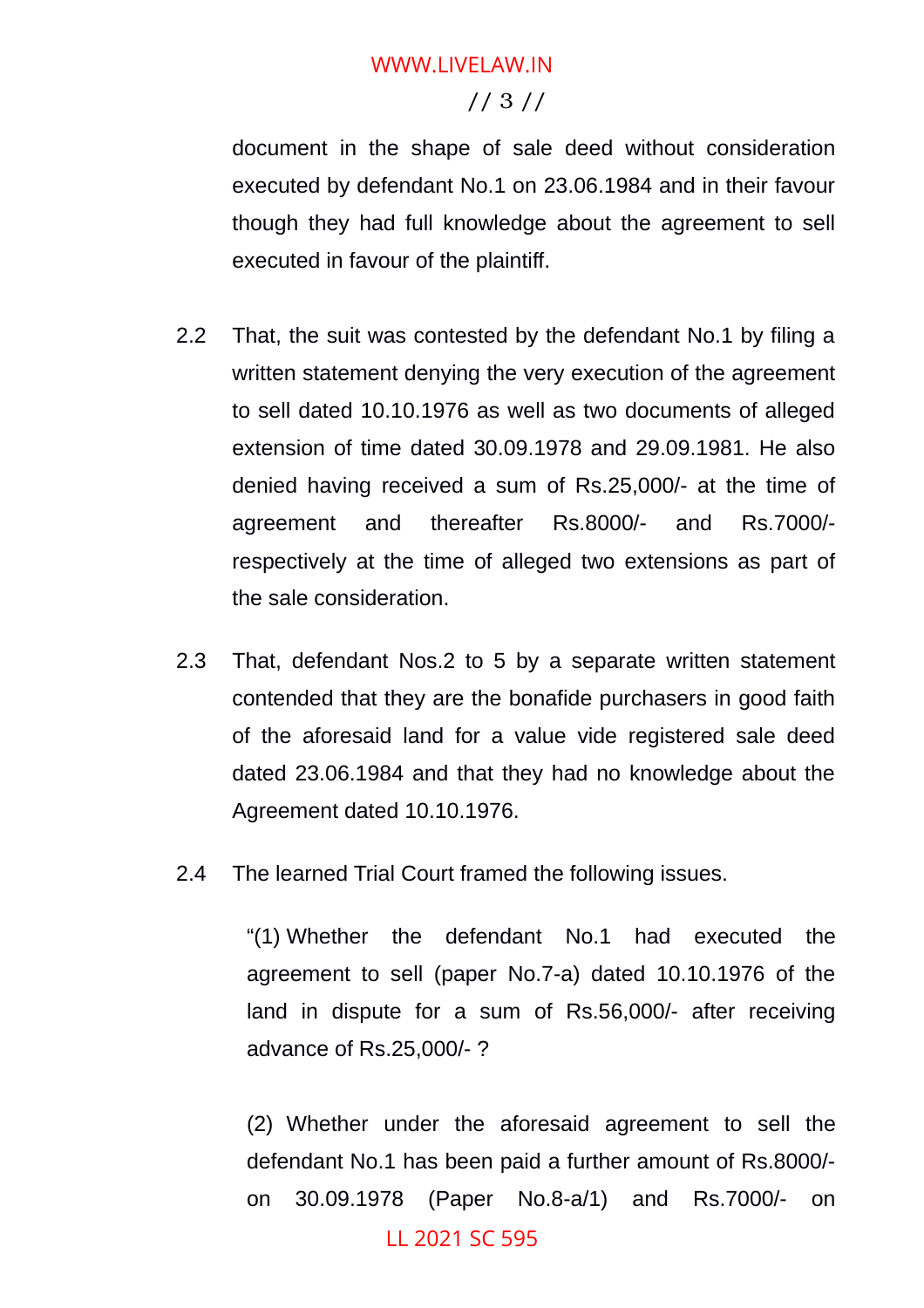document in the shape of sale deed without consideration executed by defendant No.1 on 23.06.1984 and in their favour though they had full knowledge about the agreement to sell executed in favour of the plaintiff.

2.2 That, the suit was contested by the defendant No.1 by filing a written statement denying the very execution of the agreement to sell dated 10.10.1976 as well as two documents of alleged extension of time dated 30.09.1978 and 29.09.1981. He also denied having received a sum of Rs.25,000/- at the time of agreement and thereafter Rs.8000/- and Rs.7000/- respectively at the time of alleged two extensions as part of the sale consideration.

2.3 That, defendant Nos.2 to 5 by a separate written statement contended that they are the bonafide purchasers in good faith of the aforesaid land for a value vide registered sale deed dated 23.06.1984 and that they had no knowledge about the Agreement dated 10.10.1976.

2.4 The learned Trial Court framed the following issues.

> "(1) Whether the defendant No.1 had executed the agreement to sell (paper No.7-a) dated 10.10.1976 of the land in dispute for a sum of Rs.56,000/- after receiving advance of Rs.25,000/- ?
>
> (2) Whether under the aforesaid agreement to sell the defendant No.1 has been paid a further amount of Rs.8000/- on 30.09.1978 (Paper No.8-a/1) and Rs.7000/- on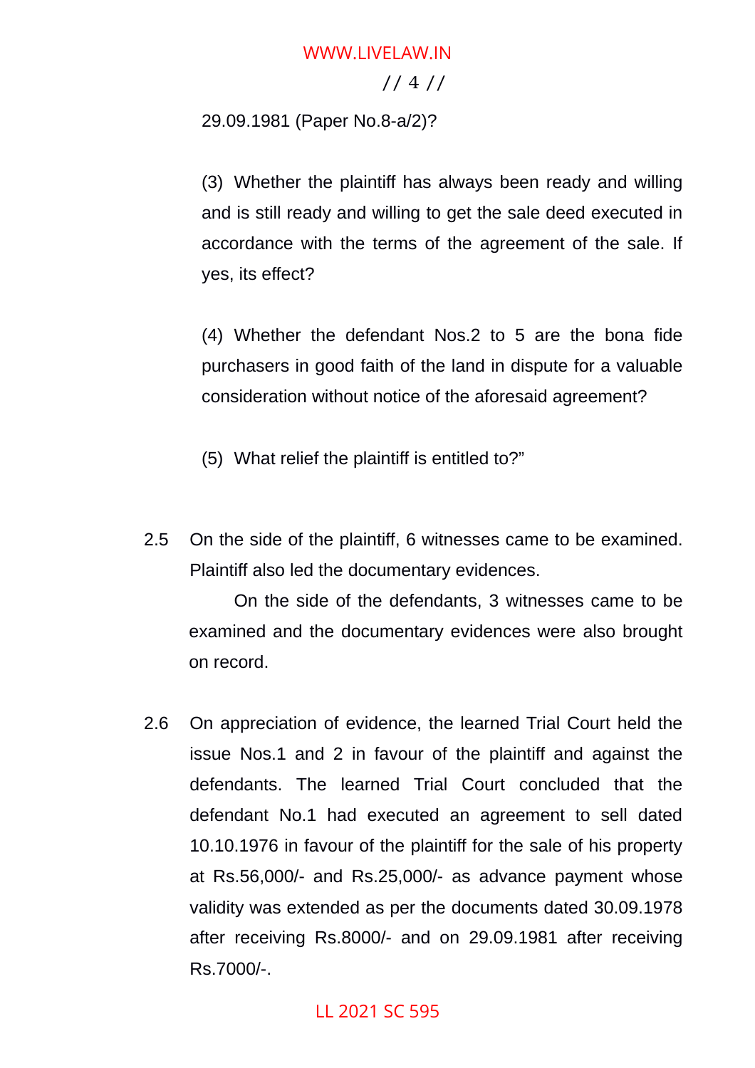29.09.1981 (Paper No.8-a/2)?

(3) Whether the plaintiff has always been ready and willing and is still ready and willing to get the sale deed executed in accordance with the terms of the agreement of the sale. If yes, its effect?

(4) Whether the defendant Nos.2 to 5 are the bona fide purchasers in good faith of the land in dispute for a valuable consideration without notice of the aforesaid agreement?

(5) What relief the plaintiff is entitled to?"

2.5 On the side of the plaintiff, 6 witnesses came to be examined. Plaintiff also led the documentary evidences.

On the side of the defendants, 3 witnesses came to be examined and the documentary evidences were also brought on record.

2.6 On appreciation of evidence, the learned Trial Court held the issue Nos.1 and 2 in favour of the plaintiff and against the defendants. The learned Trial Court concluded that the defendant No.1 had executed an agreement to sell dated 10.10.1976 in favour of the plaintiff for the sale of his property at Rs.56,000/- and Rs.25,000/- as advance payment whose validity was extended as per the documents dated 30.09.1978 after receiving Rs.8000/- and on 29.09.1981 after receiving Rs.7000/-.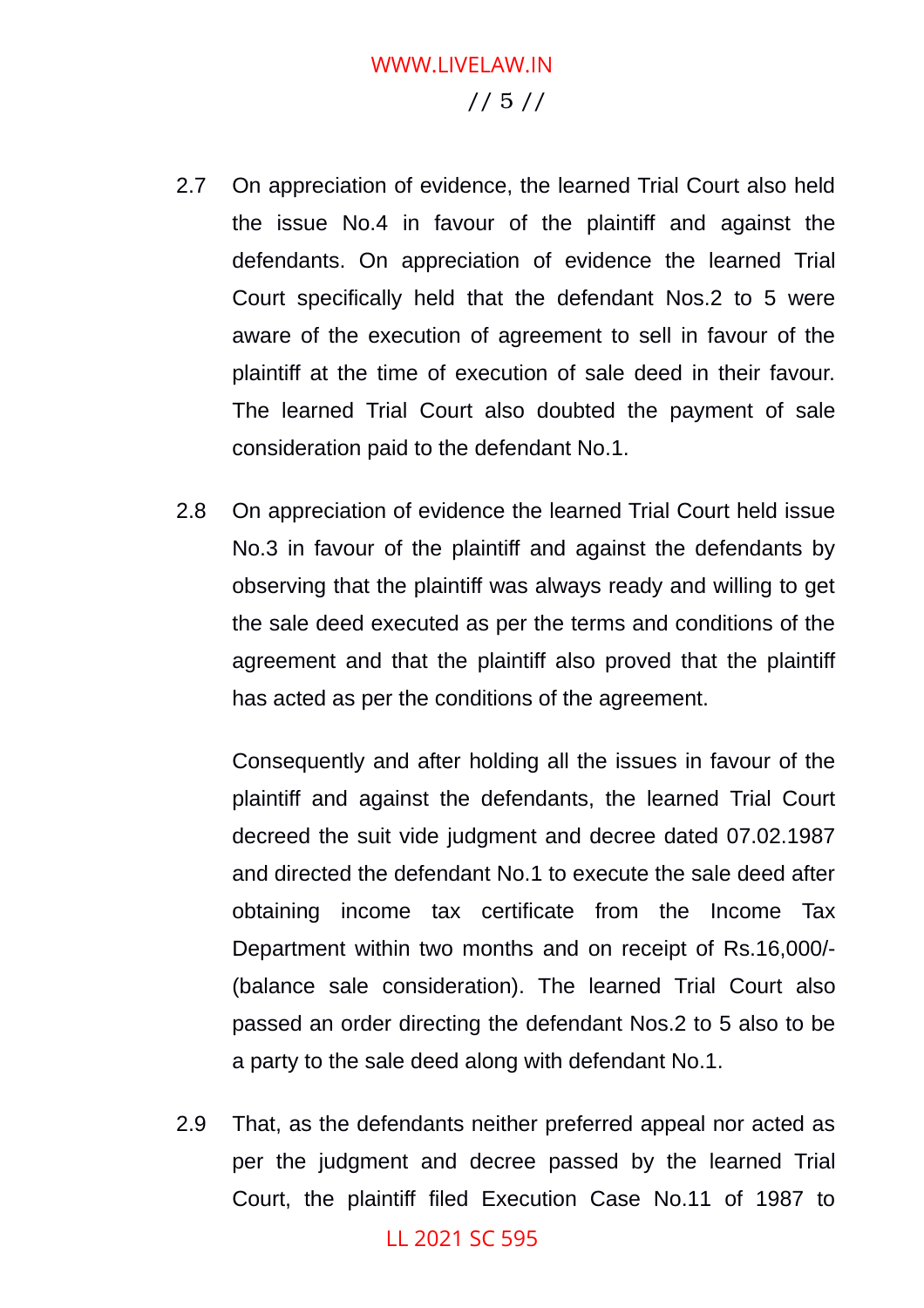2.7 On appreciation of evidence, the learned Trial Court also held the issue No.4 in favour of the plaintiff and against the defendants. On appreciation of evidence the learned Trial Court specifically held that the defendant Nos.2 to 5 were aware of the execution of agreement to sell in favour of the plaintiff at the time of execution of sale deed in their favour. The learned Trial Court also doubted the payment of sale consideration paid to the defendant No.1.

2.8 On appreciation of evidence the learned Trial Court held issue No.3 in favour of the plaintiff and against the defendants by observing that the plaintiff was always ready and willing to get the sale deed executed as per the terms and conditions of the agreement and that the plaintiff also proved that the plaintiff has acted as per the conditions of the agreement.

Consequently and after holding all the issues in favour of the plaintiff and against the defendants, the learned Trial Court decreed the suit vide judgment and decree dated 07.02.1987 and directed the defendant No.1 to execute the sale deed after obtaining income tax certificate from the Income Tax Department within two months and on receipt of Rs.16,000/- (balance sale consideration). The learned Trial Court also passed an order directing the defendant Nos.2 to 5 also to be a party to the sale deed along with defendant No.1.

2.9 That, as the defendants neither preferred appeal nor acted as per the judgment and decree passed by the learned Trial Court, the plaintiff filed Execution Case No.11 of 1987 to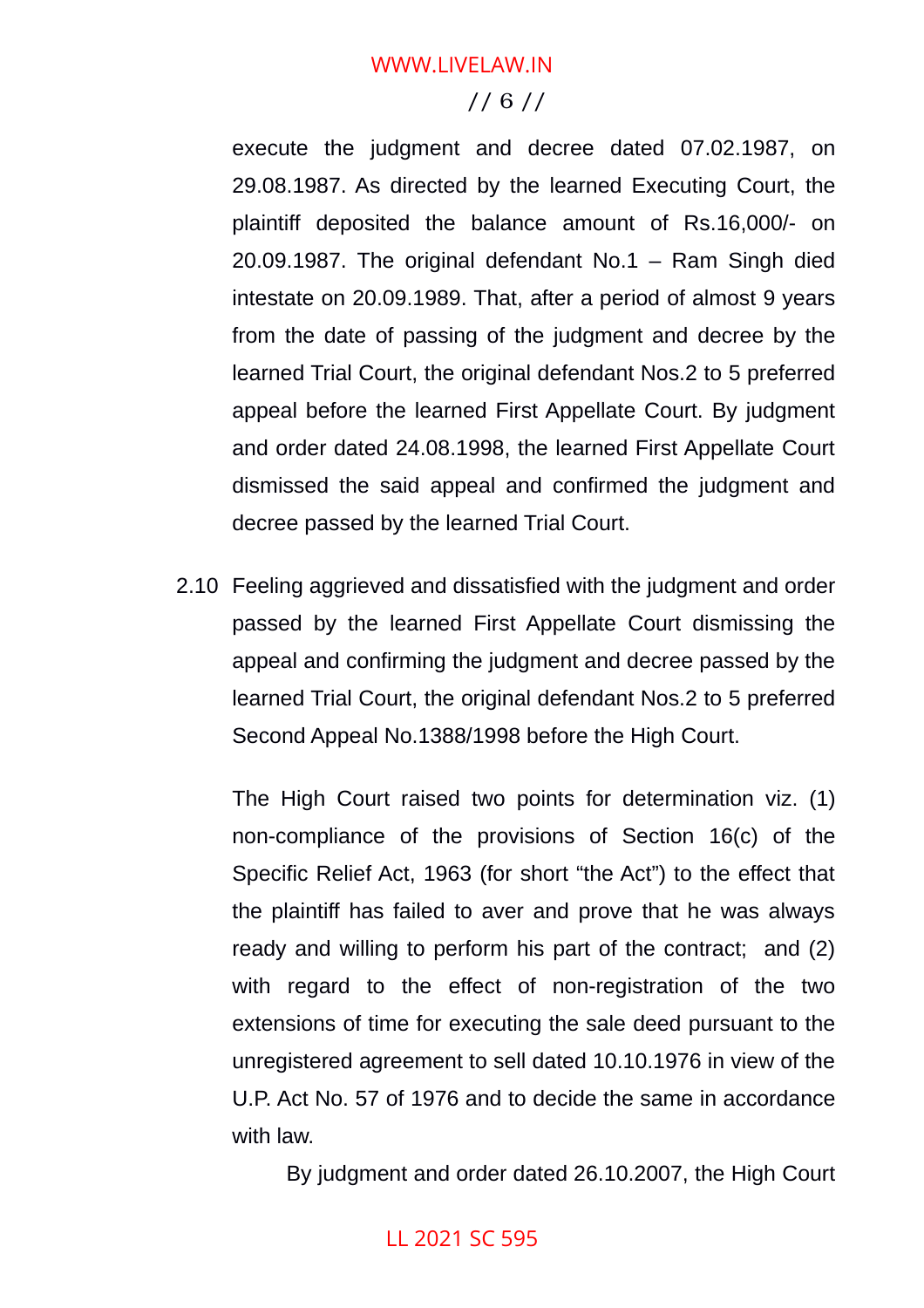execute the judgment and decree dated 07.02.1987, on 29.08.1987. As directed by the learned Executing Court, the plaintiff deposited the balance amount of Rs.16,000/- on 20.09.1987. The original defendant No.1 – Ram Singh died intestate on 20.09.1989. That, after a period of almost 9 years from the date of passing of the judgment and decree by the learned Trial Court, the original defendant Nos.2 to 5 preferred appeal before the learned First Appellate Court. By judgment and order dated 24.08.1998, the learned First Appellate Court dismissed the said appeal and confirmed the judgment and decree passed by the learned Trial Court.

2.10 Feeling aggrieved and dissatisfied with the judgment and order passed by the learned First Appellate Court dismissing the appeal and confirming the judgment and decree passed by the learned Trial Court, the original defendant Nos.2 to 5 preferred Second Appeal No.1388/1998 before the High Court.

The High Court raised two points for determination viz. (1) non-compliance of the provisions of Section 16(c) of the Specific Relief Act, 1963 (for short "the Act") to the effect that the plaintiff has failed to aver and prove that he was always ready and willing to perform his part of the contract; and (2) with regard to the effect of non-registration of the two extensions of time for executing the sale deed pursuant to the unregistered agreement to sell dated 10.10.1976 in view of the U.P. Act No. 57 of 1976 and to decide the same in accordance with law.

By judgment and order dated 26.10.2007, the High Court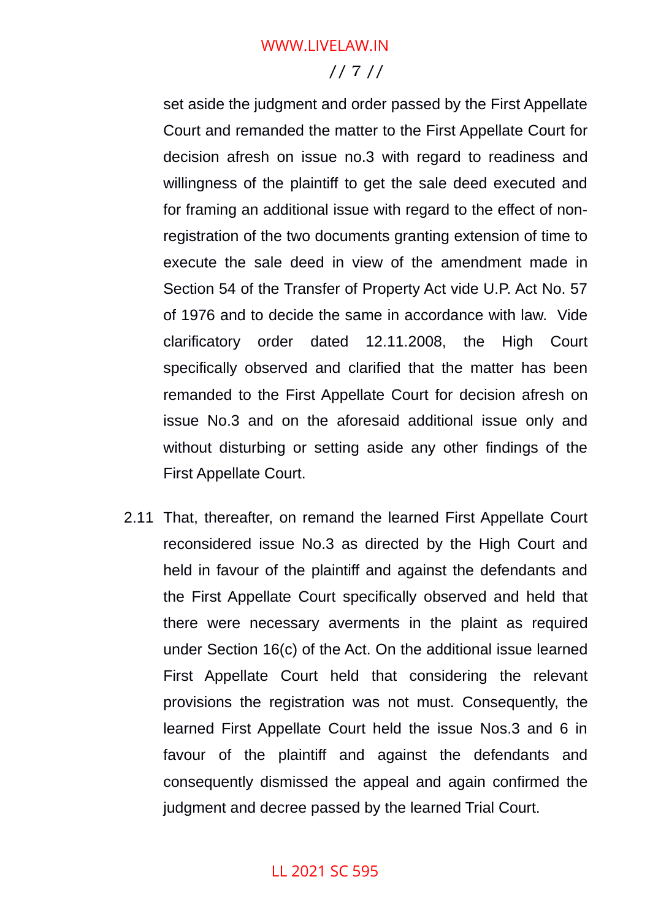set aside the judgment and order passed by the First Appellate Court and remanded the matter to the First Appellate Court for decision afresh on issue no.3 with regard to readiness and willingness of the plaintiff to get the sale deed executed and for framing an additional issue with regard to the effect of non-registration of the two documents granting extension of time to execute the sale deed in view of the amendment made in Section 54 of the Transfer of Property Act vide U.P. Act No. 57 of 1976 and to decide the same in accordance with law. Vide clarificatory order dated 12.11.2008, the High Court specifically observed and clarified that the matter has been remanded to the First Appellate Court for decision afresh on issue No.3 and on the aforesaid additional issue only and without disturbing or setting aside any other findings of the First Appellate Court.

2.11 That, thereafter, on remand the learned First Appellate Court reconsidered issue No.3 as directed by the High Court and held in favour of the plaintiff and against the defendants and the First Appellate Court specifically observed and held that there were necessary averments in the plaint as required under Section 16(c) of the Act. On the additional issue learned First Appellate Court held that considering the relevant provisions the registration was not must. Consequently, the learned First Appellate Court held the issue Nos.3 and 6 in favour of the plaintiff and against the defendants and consequently dismissed the appeal and again confirmed the judgment and decree passed by the learned Trial Court.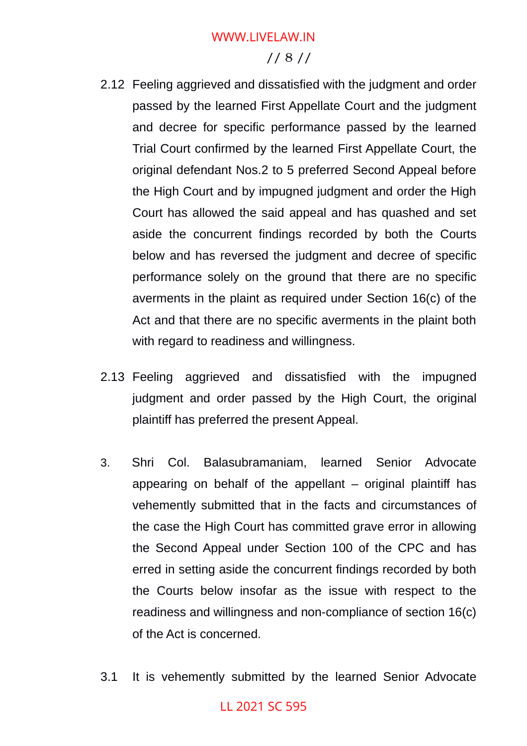2.12 Feeling aggrieved and dissatisfied with the judgment and order passed by the learned First Appellate Court and the judgment and decree for specific performance passed by the learned Trial Court confirmed by the learned First Appellate Court, the original defendant Nos.2 to 5 preferred Second Appeal before the High Court and by impugned judgment and order the High Court has allowed the said appeal and has quashed and set aside the concurrent findings recorded by both the Courts below and has reversed the judgment and decree of specific performance solely on the ground that there are no specific averments in the plaint as required under Section 16(c) of the Act and that there are no specific averments in the plaint both with regard to readiness and willingness.

2.13 Feeling aggrieved and dissatisfied with the impugned judgment and order passed by the High Court, the original plaintiff has preferred the present Appeal.

3. Shri Col. Balasubramaniam, learned Senior Advocate appearing on behalf of the appellant – original plaintiff has vehemently submitted that in the facts and circumstances of the case the High Court has committed grave error in allowing the Second Appeal under Section 100 of the CPC and has erred in setting aside the concurrent findings recorded by both the Courts below insofar as the issue with respect to the readiness and willingness and non-compliance of section 16(c) of the Act is concerned.

3.1 It is vehemently submitted by the learned Senior Advocate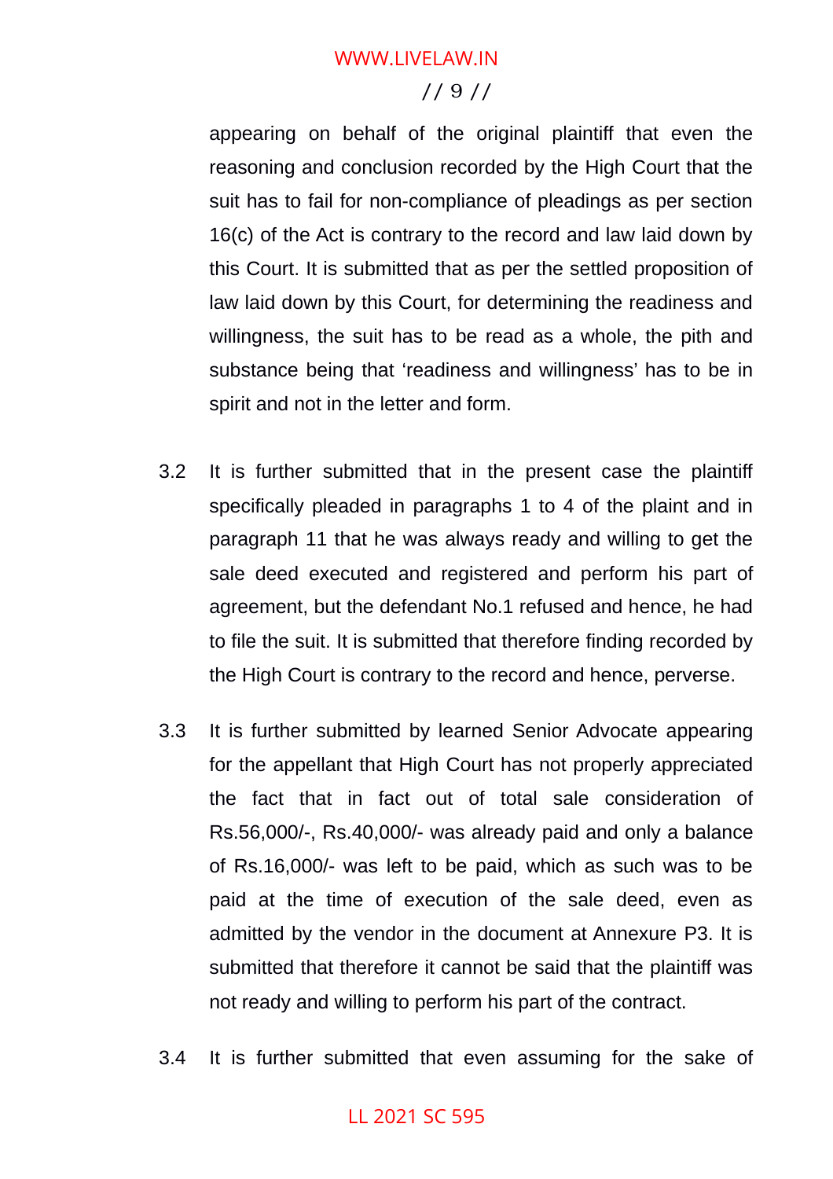appearing on behalf of the original plaintiff that even the reasoning and conclusion recorded by the High Court that the suit has to fail for non-compliance of pleadings as per section 16(c) of the Act is contrary to the record and law laid down by this Court. It is submitted that as per the settled proposition of law laid down by this Court, for determining the readiness and willingness, the suit has to be read as a whole, the pith and substance being that 'readiness and willingness' has to be in spirit and not in the letter and form.

3.2 It is further submitted that in the present case the plaintiff specifically pleaded in paragraphs 1 to 4 of the plaint and in paragraph 11 that he was always ready and willing to get the sale deed executed and registered and perform his part of agreement, but the defendant No.1 refused and hence, he had to file the suit. It is submitted that therefore finding recorded by the High Court is contrary to the record and hence, perverse.

3.3 It is further submitted by learned Senior Advocate appearing for the appellant that High Court has not properly appreciated the fact that in fact out of total sale consideration of Rs.56,000/-, Rs.40,000/- was already paid and only a balance of Rs.16,000/- was left to be paid, which as such was to be paid at the time of execution of the sale deed, even as admitted by the vendor in the document at Annexure P3. It is submitted that therefore it cannot be said that the plaintiff was not ready and willing to perform his part of the contract.

3.4 It is further submitted that even assuming for the sake of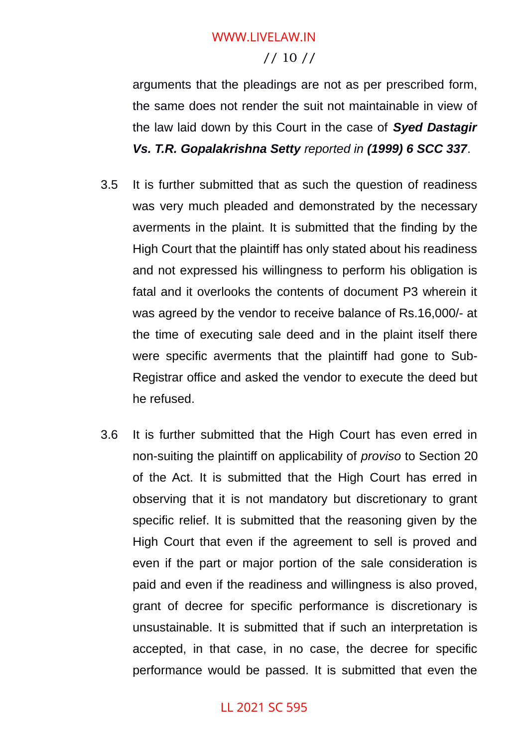arguments that the pleadings are not as per prescribed form, the same does not render the suit not maintainable in view of the law laid down by this Court in the case of ***Syed Dastagir Vs. T.R. Gopalakrishna Setty*** *reported in* ***(1999) 6 SCC 337***.

3.5 It is further submitted that as such the question of readiness was very much pleaded and demonstrated by the necessary averments in the plaint. It is submitted that the finding by the High Court that the plaintiff has only stated about his readiness and not expressed his willingness to perform his obligation is fatal and it overlooks the contents of document P3 wherein it was agreed by the vendor to receive balance of Rs.16,000/- at the time of executing sale deed and in the plaint itself there were specific averments that the plaintiff had gone to Sub-Registrar office and asked the vendor to execute the deed but he refused.

3.6 It is further submitted that the High Court has even erred in non-suiting the plaintiff on applicability of *proviso* to Section 20 of the Act. It is submitted that the High Court has erred in observing that it is not mandatory but discretionary to grant specific relief. It is submitted that the reasoning given by the High Court that even if the agreement to sell is proved and even if the part or major portion of the sale consideration is paid and even if the readiness and willingness is also proved, grant of decree for specific performance is discretionary is unsustainable. It is submitted that if such an interpretation is accepted, in that case, in no case, the decree for specific performance would be passed. It is submitted that even the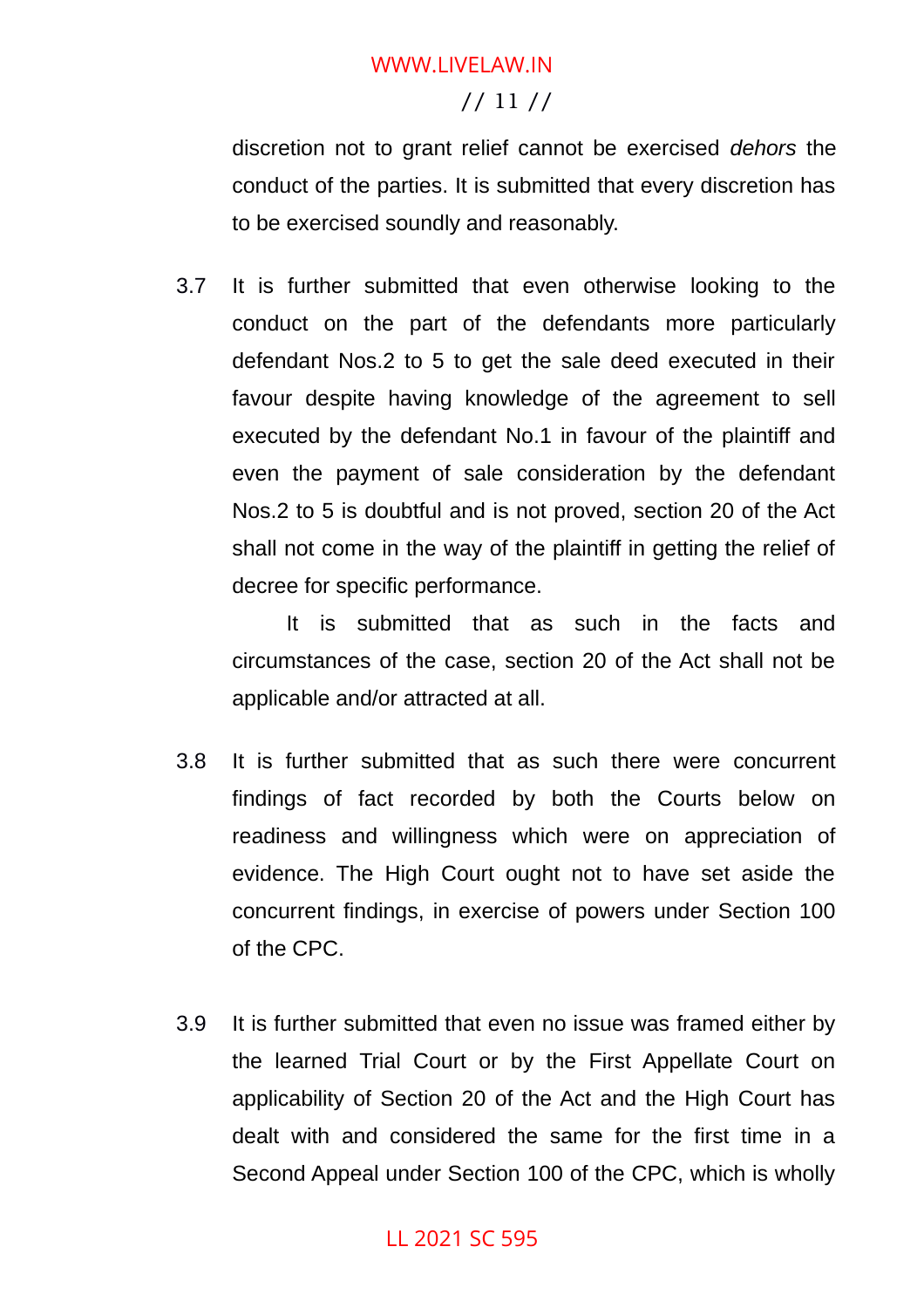discretion not to grant relief cannot be exercised *dehors* the conduct of the parties. It is submitted that every discretion has to be exercised soundly and reasonably.

3.7 It is further submitted that even otherwise looking to the conduct on the part of the defendants more particularly defendant Nos.2 to 5 to get the sale deed executed in their favour despite having knowledge of the agreement to sell executed by the defendant No.1 in favour of the plaintiff and even the payment of sale consideration by the defendant Nos.2 to 5 is doubtful and is not proved, section 20 of the Act shall not come in the way of the plaintiff in getting the relief of decree for specific performance.

It is submitted that as such in the facts and circumstances of the case, section 20 of the Act shall not be applicable and/or attracted at all.

3.8 It is further submitted that as such there were concurrent findings of fact recorded by both the Courts below on readiness and willingness which were on appreciation of evidence. The High Court ought not to have set aside the concurrent findings, in exercise of powers under Section 100 of the CPC.

3.9 It is further submitted that even no issue was framed either by the learned Trial Court or by the First Appellate Court on applicability of Section 20 of the Act and the High Court has dealt with and considered the same for the first time in a Second Appeal under Section 100 of the CPC, which is wholly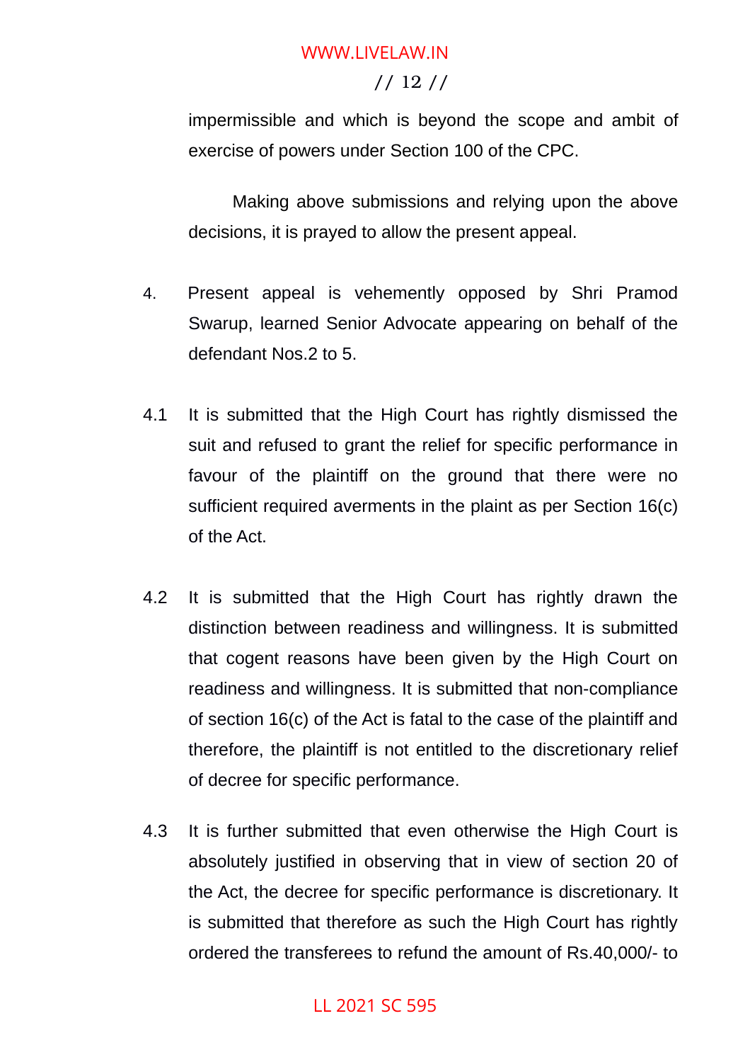impermissible and which is beyond the scope and ambit of exercise of powers under Section 100 of the CPC.

Making above submissions and relying upon the above decisions, it is prayed to allow the present appeal.

4. Present appeal is vehemently opposed by Shri Pramod Swarup, learned Senior Advocate appearing on behalf of the defendant Nos.2 to 5.

4.1 It is submitted that the High Court has rightly dismissed the suit and refused to grant the relief for specific performance in favour of the plaintiff on the ground that there were no sufficient required averments in the plaint as per Section 16(c) of the Act.

4.2 It is submitted that the High Court has rightly drawn the distinction between readiness and willingness. It is submitted that cogent reasons have been given by the High Court on readiness and willingness. It is submitted that non-compliance of section 16(c) of the Act is fatal to the case of the plaintiff and therefore, the plaintiff is not entitled to the discretionary relief of decree for specific performance.

4.3 It is further submitted that even otherwise the High Court is absolutely justified in observing that in view of section 20 of the Act, the decree for specific performance is discretionary. It is submitted that therefore as such the High Court has rightly ordered the transferees to refund the amount of Rs.40,000/- to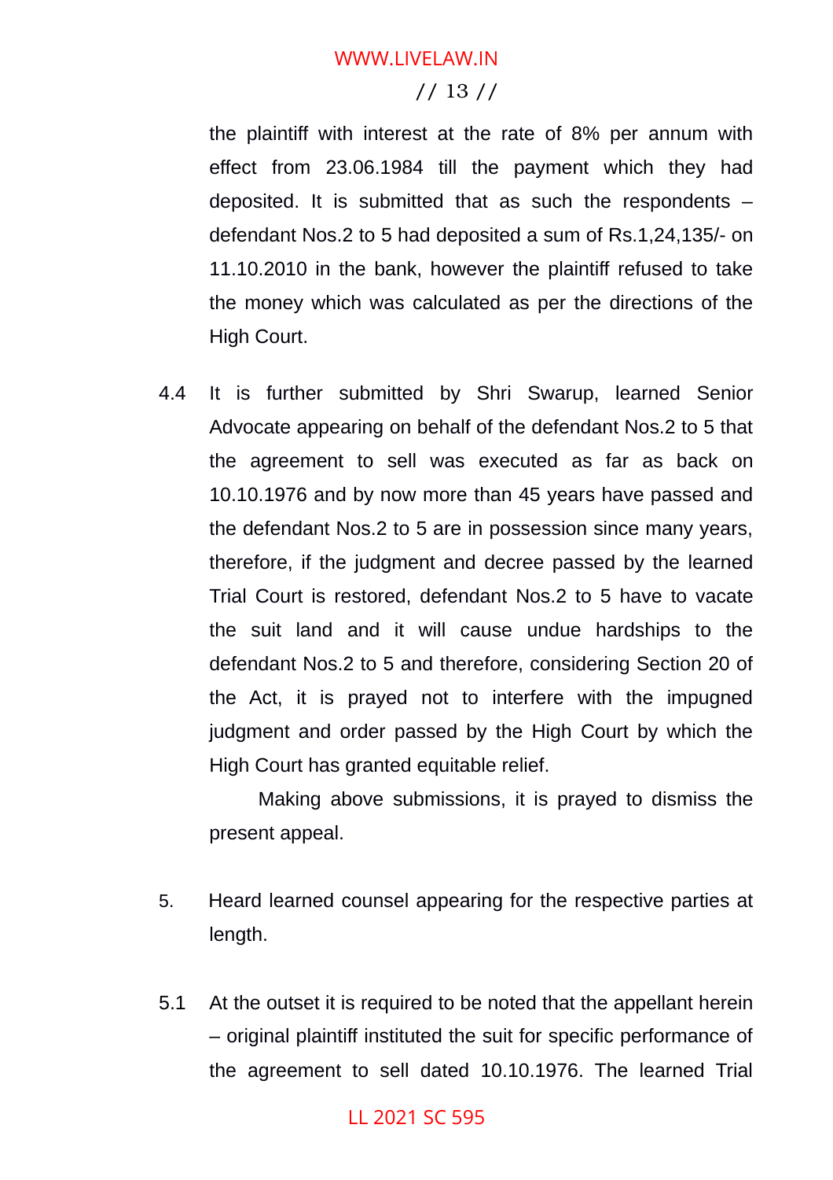the plaintiff with interest at the rate of 8% per annum with effect from 23.06.1984 till the payment which they had deposited. It is submitted that as such the respondents – defendant Nos.2 to 5 had deposited a sum of Rs.1,24,135/- on 11.10.2010 in the bank, however the plaintiff refused to take the money which was calculated as per the directions of the High Court.

4.4 It is further submitted by Shri Swarup, learned Senior Advocate appearing on behalf of the defendant Nos.2 to 5 that the agreement to sell was executed as far as back on 10.10.1976 and by now more than 45 years have passed and the defendant Nos.2 to 5 are in possession since many years, therefore, if the judgment and decree passed by the learned Trial Court is restored, defendant Nos.2 to 5 have to vacate the suit land and it will cause undue hardships to the defendant Nos.2 to 5 and therefore, considering Section 20 of the Act, it is prayed not to interfere with the impugned judgment and order passed by the High Court by which the High Court has granted equitable relief.

Making above submissions, it is prayed to dismiss the present appeal.

5. Heard learned counsel appearing for the respective parties at length.

5.1 At the outset it is required to be noted that the appellant herein – original plaintiff instituted the suit for specific performance of the agreement to sell dated 10.10.1976. The learned Trial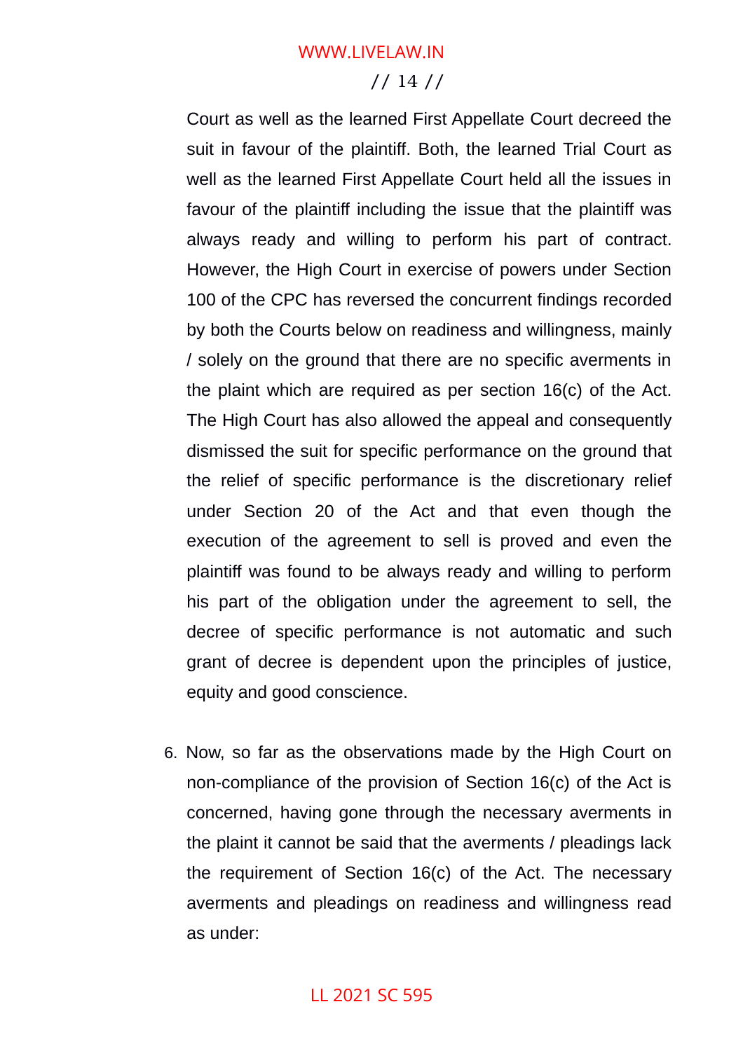Court as well as the learned First Appellate Court decreed the suit in favour of the plaintiff. Both, the learned Trial Court as well as the learned First Appellate Court held all the issues in favour of the plaintiff including the issue that the plaintiff was always ready and willing to perform his part of contract. However, the High Court in exercise of powers under Section 100 of the CPC has reversed the concurrent findings recorded by both the Courts below on readiness and willingness, mainly / solely on the ground that there are no specific averments in the plaint which are required as per section 16(c) of the Act. The High Court has also allowed the appeal and consequently dismissed the suit for specific performance on the ground that the relief of specific performance is the discretionary relief under Section 20 of the Act and that even though the execution of the agreement to sell is proved and even the plaintiff was found to be always ready and willing to perform his part of the obligation under the agreement to sell, the decree of specific performance is not automatic and such grant of decree is dependent upon the principles of justice, equity and good conscience.

6. Now, so far as the observations made by the High Court on non-compliance of the provision of Section 16(c) of the Act is concerned, having gone through the necessary averments in the plaint it cannot be said that the averments / pleadings lack the requirement of Section 16(c) of the Act. The necessary averments and pleadings on readiness and willingness read as under: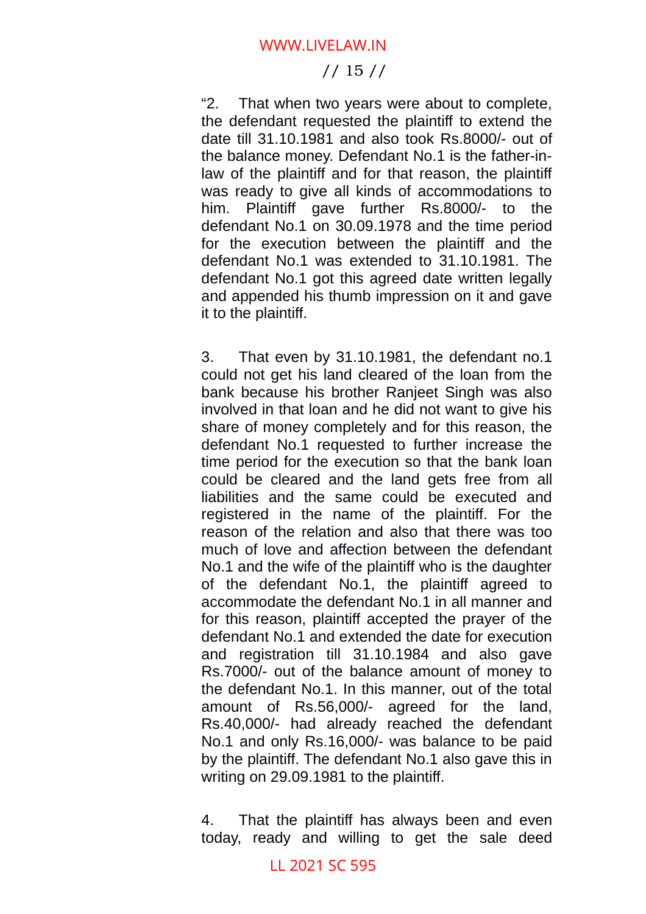"2. That when two years were about to complete, the defendant requested the plaintiff to extend the date till 31.10.1981 and also took Rs.8000/- out of the balance money. Defendant No.1 is the father-in-law of the plaintiff and for that reason, the plaintiff was ready to give all kinds of accommodations to him. Plaintiff gave further Rs.8000/- to the defendant No.1 on 30.09.1978 and the time period for the execution between the plaintiff and the defendant No.1 was extended to 31.10.1981. The defendant No.1 got this agreed date written legally and appended his thumb impression on it and gave it to the plaintiff.

3. That even by 31.10.1981, the defendant no.1 could not get his land cleared of the loan from the bank because his brother Ranjeet Singh was also involved in that loan and he did not want to give his share of money completely and for this reason, the defendant No.1 requested to further increase the time period for the execution so that the bank loan could be cleared and the land gets free from all liabilities and the same could be executed and registered in the name of the plaintiff. For the reason of the relation and also that there was too much of love and affection between the defendant No.1 and the wife of the plaintiff who is the daughter of the defendant No.1, the plaintiff agreed to accommodate the defendant No.1 in all manner and for this reason, plaintiff accepted the prayer of the defendant No.1 and extended the date for execution and registration till 31.10.1984 and also gave Rs.7000/- out of the balance amount of money to the defendant No.1. In this manner, out of the total amount of Rs.56,000/- agreed for the land, Rs.40,000/- had already reached the defendant No.1 and only Rs.16,000/- was balance to be paid by the plaintiff. The defendant No.1 also gave this in writing on 29.09.1981 to the plaintiff.

4. That the plaintiff has always been and even today, ready and willing to get the sale deed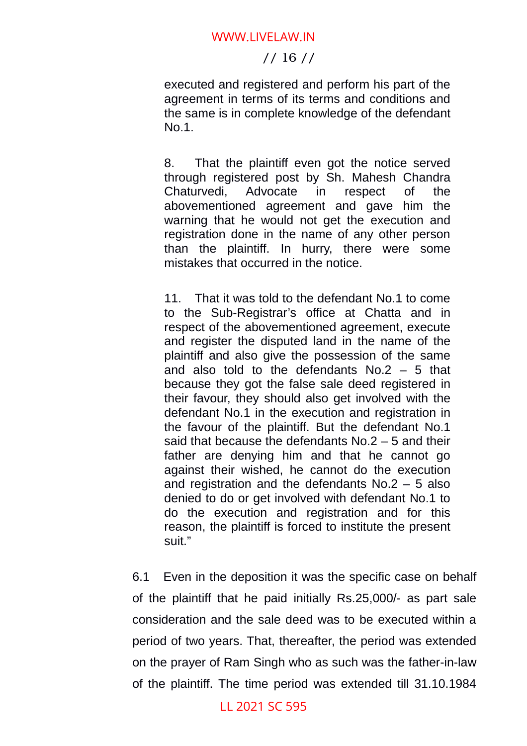> executed and registered and perform his part of the agreement in terms of its terms and conditions and the same is in complete knowledge of the defendant No.1.
>
> 8. That the plaintiff even got the notice served through registered post by Sh. Mahesh Chandra Chaturvedi, Advocate in respect of the abovementioned agreement and gave him the warning that he would not get the execution and registration done in the name of any other person than the plaintiff. In hurry, there were some mistakes that occurred in the notice.
>
> 11. That it was told to the defendant No.1 to come to the Sub-Registrar's office at Chatta and in respect of the abovementioned agreement, execute and register the disputed land in the name of the plaintiff and also give the possession of the same and also told to the defendants No.2 – 5 that because they got the false sale deed registered in their favour, they should also get involved with the defendant No.1 in the execution and registration in the favour of the plaintiff. But the defendant No.1 said that because the defendants No.2 – 5 and their father are denying him and that he cannot go against their wished, he cannot do the execution and registration and the defendants No.2 – 5 also denied to do or get involved with defendant No.1 to do the execution and registration and for this reason, the plaintiff is forced to institute the present suit."

6.1 Even in the deposition it was the specific case on behalf of the plaintiff that he paid initially Rs.25,000/- as part sale consideration and the sale deed was to be executed within a period of two years. That, thereafter, the period was extended on the prayer of Ram Singh who as such was the father-in-law of the plaintiff. The time period was extended till 31.10.1984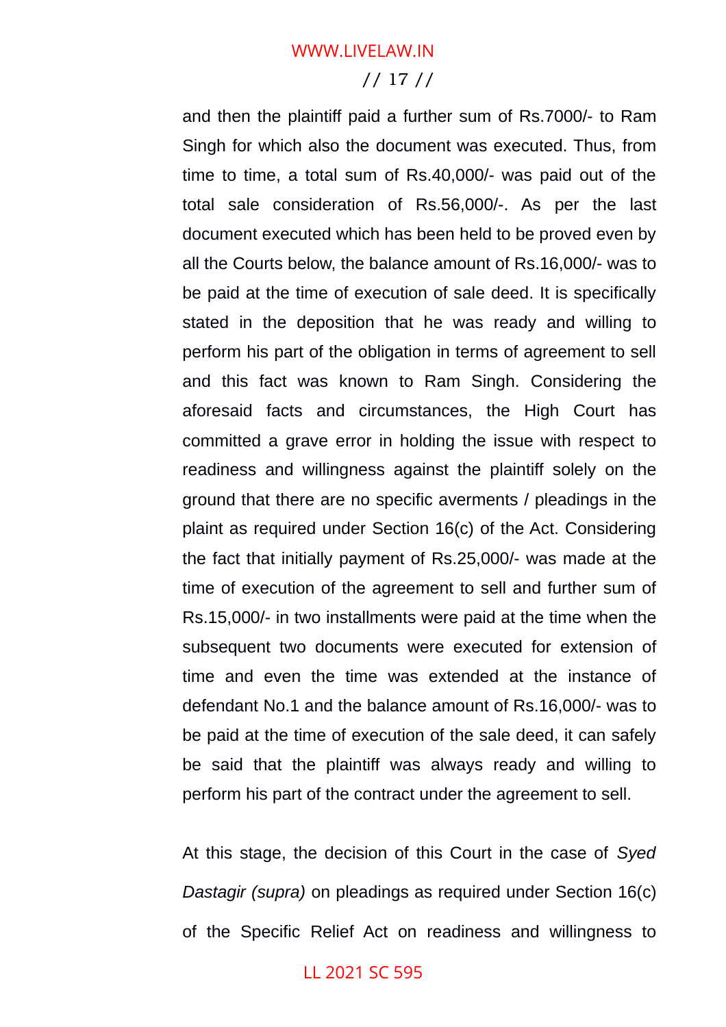and then the plaintiff paid a further sum of Rs.7000/- to Ram Singh for which also the document was executed. Thus, from time to time, a total sum of Rs.40,000/- was paid out of the total sale consideration of Rs.56,000/-. As per the last document executed which has been held to be proved even by all the Courts below, the balance amount of Rs.16,000/- was to be paid at the time of execution of sale deed. It is specifically stated in the deposition that he was ready and willing to perform his part of the obligation in terms of agreement to sell and this fact was known to Ram Singh. Considering the aforesaid facts and circumstances, the High Court has committed a grave error in holding the issue with respect to readiness and willingness against the plaintiff solely on the ground that there are no specific averments / pleadings in the plaint as required under Section 16(c) of the Act. Considering the fact that initially payment of Rs.25,000/- was made at the time of execution of the agreement to sell and further sum of Rs.15,000/- in two installments were paid at the time when the subsequent two documents were executed for extension of time and even the time was extended at the instance of defendant No.1 and the balance amount of Rs.16,000/- was to be paid at the time of execution of the sale deed, it can safely be said that the plaintiff was always ready and willing to perform his part of the contract under the agreement to sell.

At this stage, the decision of this Court in the case of *Syed Dastagir (supra)* on pleadings as required under Section 16(c) of the Specific Relief Act on readiness and willingness to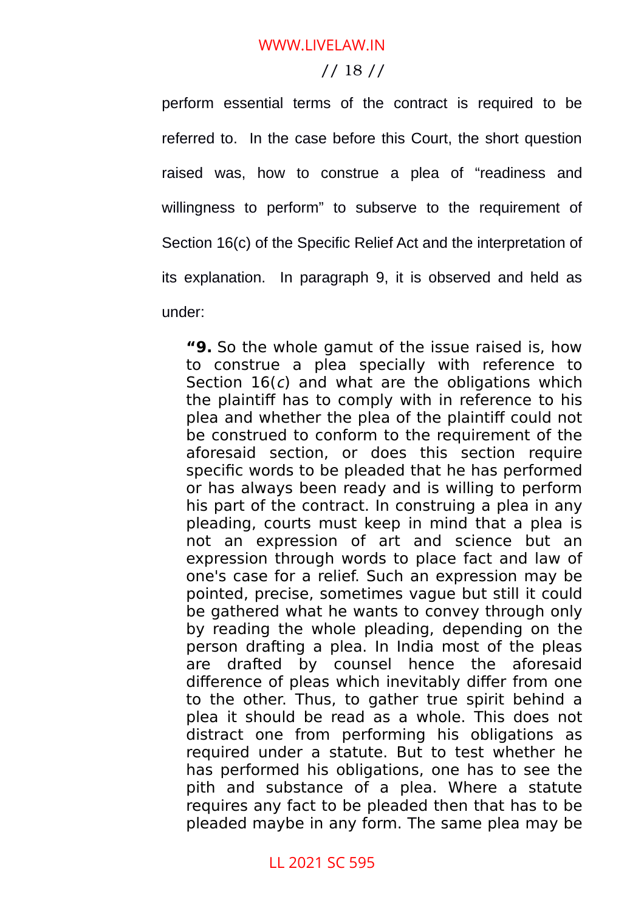perform essential terms of the contract is required to be referred to. In the case before this Court, the short question raised was, how to construe a plea of "readiness and willingness to perform" to subserve to the requirement of Section 16(c) of the Specific Relief Act and the interpretation of its explanation. In paragraph 9, it is observed and held as under:

> **"9.** So the whole gamut of the issue raised is, how to construe a plea specially with reference to Section 16(*c*) and what are the obligations which the plaintiff has to comply with in reference to his plea and whether the plea of the plaintiff could not be construed to conform to the requirement of the aforesaid section, or does this section require specific words to be pleaded that he has performed or has always been ready and is willing to perform his part of the contract. In construing a plea in any pleading, courts must keep in mind that a plea is not an expression of art and science but an expression through words to place fact and law of one's case for a relief. Such an expression may be pointed, precise, sometimes vague but still it could be gathered what he wants to convey through only by reading the whole pleading, depending on the person drafting a plea. In India most of the pleas are drafted by counsel hence the aforesaid difference of pleas which inevitably differ from one to the other. Thus, to gather true spirit behind a plea it should be read as a whole. This does not distract one from performing his obligations as required under a statute. But to test whether he has performed his obligations, one has to see the pith and substance of a plea. Where a statute requires any fact to be pleaded then that has to be pleaded maybe in any form. The same plea may be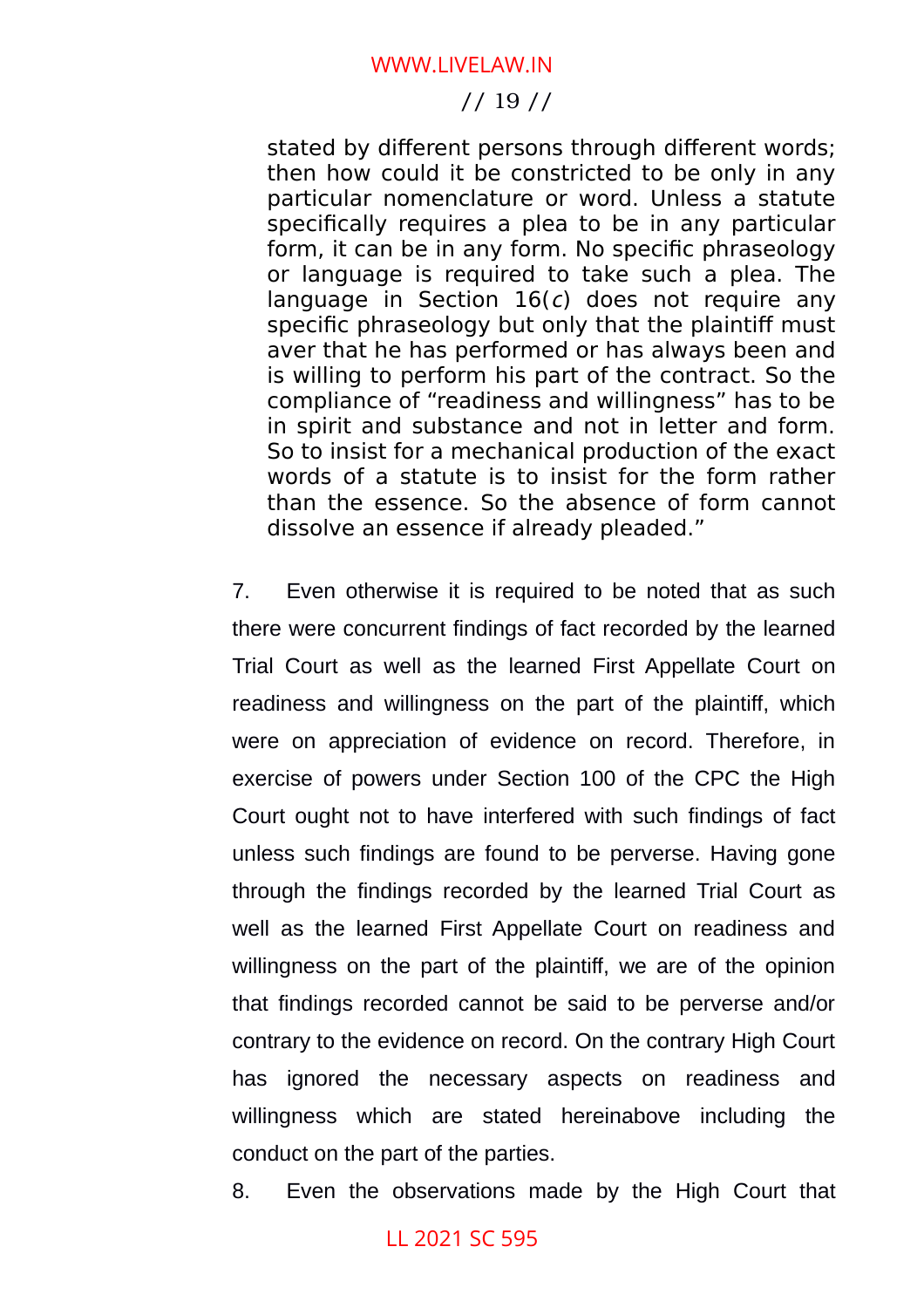> stated by different persons through different words; then how could it be constricted to be only in any particular nomenclature or word. Unless a statute specifically requires a plea to be in any particular form, it can be in any form. No specific phraseology or language is required to take such a plea. The language in Section 16(*c*) does not require any specific phraseology but only that the plaintiff must aver that he has performed or has always been and is willing to perform his part of the contract. So the compliance of "readiness and willingness" has to be in spirit and substance and not in letter and form. So to insist for a mechanical production of the exact words of a statute is to insist for the form rather than the essence. So the absence of form cannot dissolve an essence if already pleaded."

7. Even otherwise it is required to be noted that as such there were concurrent findings of fact recorded by the learned Trial Court as well as the learned First Appellate Court on readiness and willingness on the part of the plaintiff, which were on appreciation of evidence on record. Therefore, in exercise of powers under Section 100 of the CPC the High Court ought not to have interfered with such findings of fact unless such findings are found to be perverse. Having gone through the findings recorded by the learned Trial Court as well as the learned First Appellate Court on readiness and willingness on the part of the plaintiff, we are of the opinion that findings recorded cannot be said to be perverse and/or contrary to the evidence on record. On the contrary High Court has ignored the necessary aspects on readiness and willingness which are stated hereinabove including the conduct on the part of the parties.

8. Even the observations made by the High Court that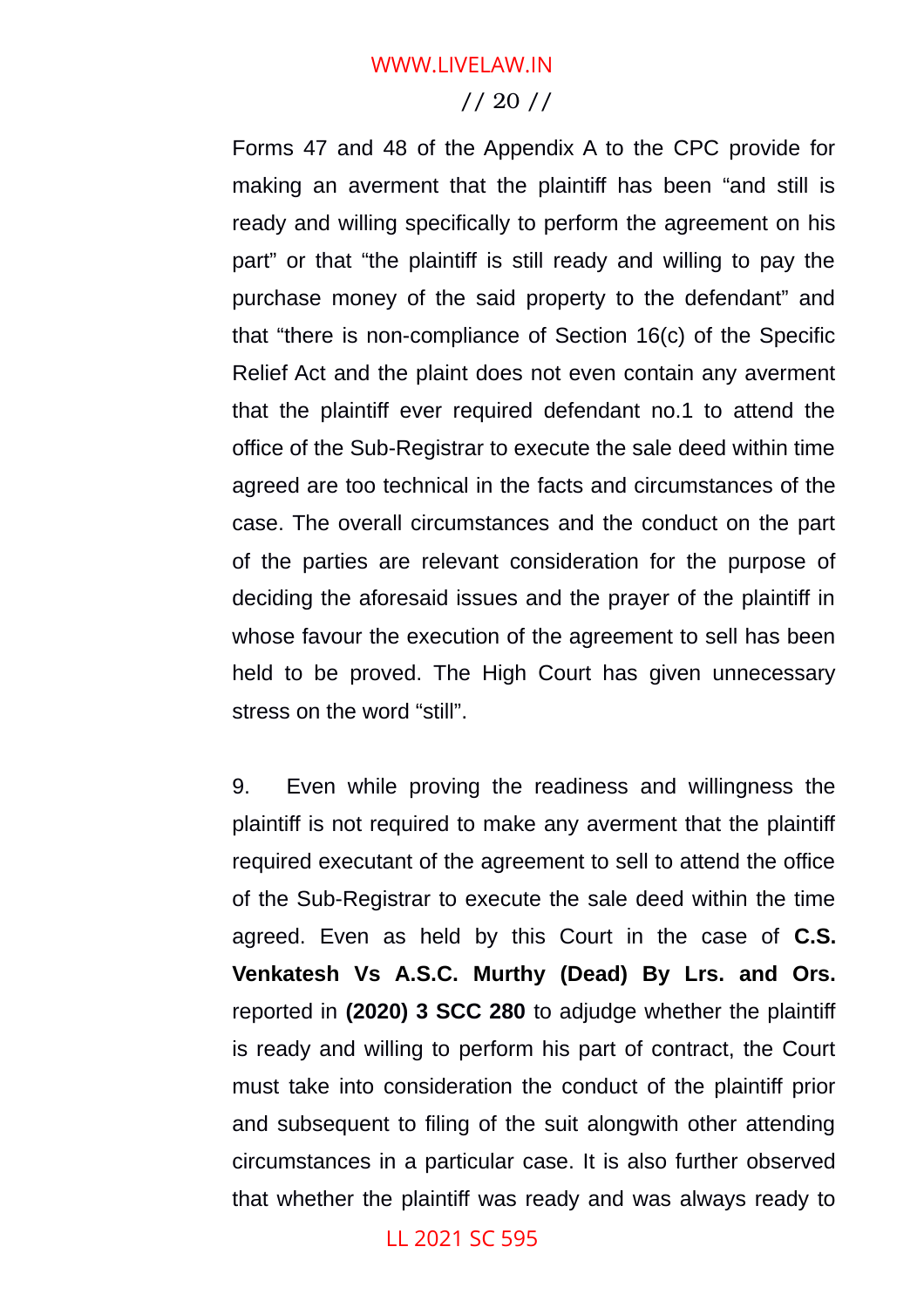Forms 47 and 48 of the Appendix A to the CPC provide for making an averment that the plaintiff has been "and still is ready and willing specifically to perform the agreement on his part" or that "the plaintiff is still ready and willing to pay the purchase money of the said property to the defendant" and that "there is non-compliance of Section 16(c) of the Specific Relief Act and the plaint does not even contain any averment that the plaintiff ever required defendant no.1 to attend the office of the Sub-Registrar to execute the sale deed within time agreed are too technical in the facts and circumstances of the case. The overall circumstances and the conduct on the part of the parties are relevant consideration for the purpose of deciding the aforesaid issues and the prayer of the plaintiff in whose favour the execution of the agreement to sell has been held to be proved. The High Court has given unnecessary stress on the word "still".

9. Even while proving the readiness and willingness the plaintiff is not required to make any averment that the plaintiff required executant of the agreement to sell to attend the office of the Sub-Registrar to execute the sale deed within the time agreed. Even as held by this Court in the case of **C.S. Venkatesh Vs A.S.C. Murthy (Dead) By Lrs. and Ors.** reported in **(2020) 3 SCC 280** to adjudge whether the plaintiff is ready and willing to perform his part of contract, the Court must take into consideration the conduct of the plaintiff prior and subsequent to filing of the suit alongwith other attending circumstances in a particular case. It is also further observed that whether the plaintiff was ready and was always ready to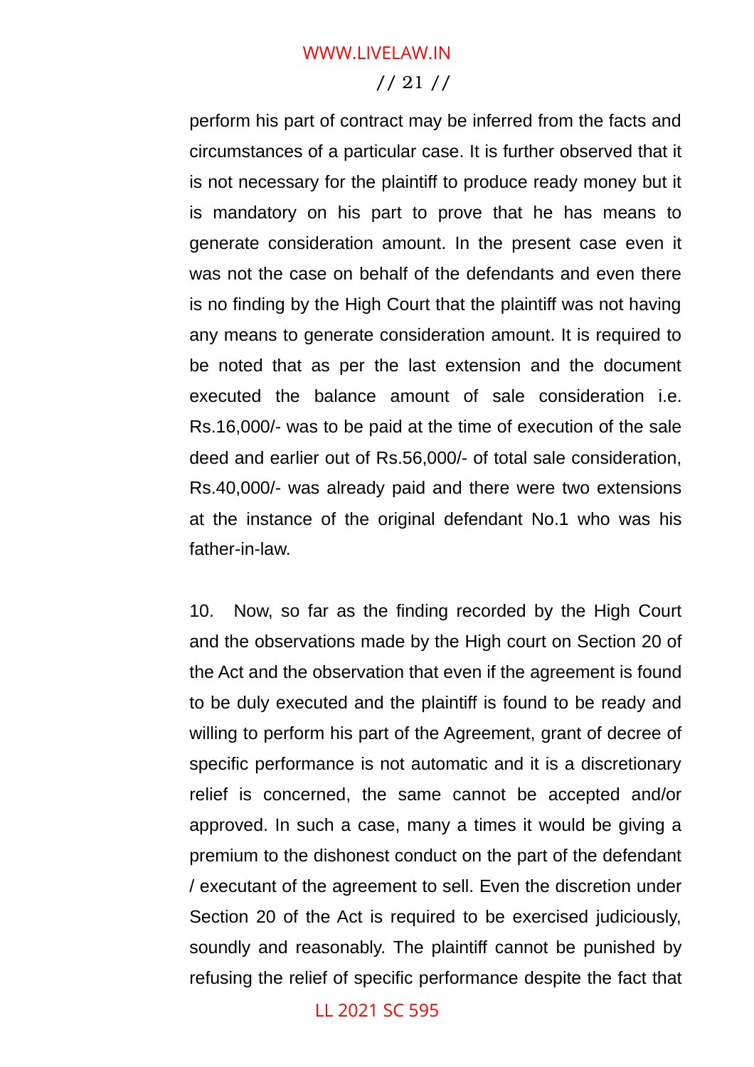perform his part of contract may be inferred from the facts and circumstances of a particular case. It is further observed that it is not necessary for the plaintiff to produce ready money but it is mandatory on his part to prove that he has means to generate consideration amount. In the present case even it was not the case on behalf of the defendants and even there is no finding by the High Court that the plaintiff was not having any means to generate consideration amount. It is required to be noted that as per the last extension and the document executed the balance amount of sale consideration i.e. Rs.16,000/- was to be paid at the time of execution of the sale deed and earlier out of Rs.56,000/- of total sale consideration, Rs.40,000/- was already paid and there were two extensions at the instance of the original defendant No.1 who was his father-in-law.

10. Now, so far as the finding recorded by the High Court and the observations made by the High court on Section 20 of the Act and the observation that even if the agreement is found to be duly executed and the plaintiff is found to be ready and willing to perform his part of the Agreement, grant of decree of specific performance is not automatic and it is a discretionary relief is concerned, the same cannot be accepted and/or approved. In such a case, many a times it would be giving a premium to the dishonest conduct on the part of the defendant / executant of the agreement to sell. Even the discretion under Section 20 of the Act is required to be exercised judiciously, soundly and reasonably. The plaintiff cannot be punished by refusing the relief of specific performance despite the fact that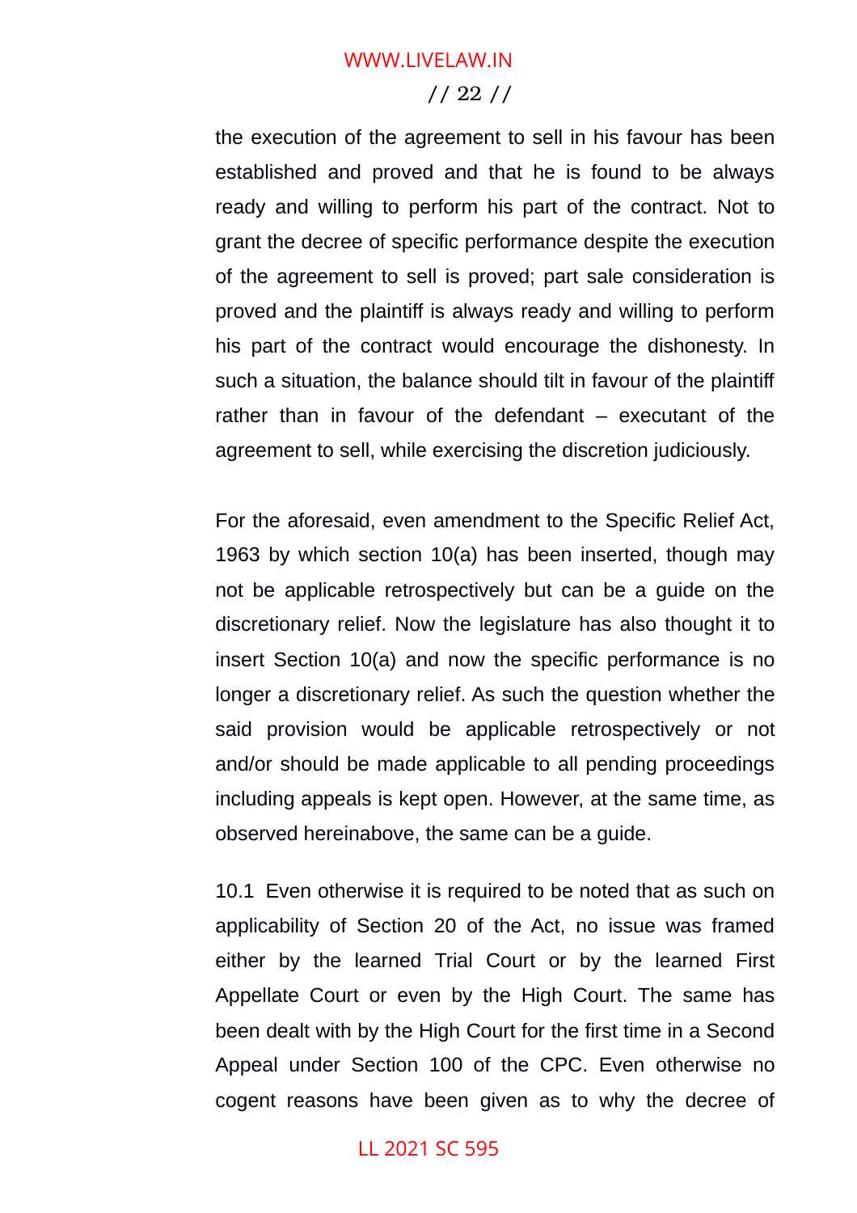the execution of the agreement to sell in his favour has been established and proved and that he is found to be always ready and willing to perform his part of the contract. Not to grant the decree of specific performance despite the execution of the agreement to sell is proved; part sale consideration is proved and the plaintiff is always ready and willing to perform his part of the contract would encourage the dishonesty. In such a situation, the balance should tilt in favour of the plaintiff rather than in favour of the defendant – executant of the agreement to sell, while exercising the discretion judiciously.

For the aforesaid, even amendment to the Specific Relief Act, 1963 by which section 10(a) has been inserted, though may not be applicable retrospectively but can be a guide on the discretionary relief. Now the legislature has also thought it to insert Section 10(a) and now the specific performance is no longer a discretionary relief. As such the question whether the said provision would be applicable retrospectively or not and/or should be made applicable to all pending proceedings including appeals is kept open. However, at the same time, as observed hereinabove, the same can be a guide.

10.1 Even otherwise it is required to be noted that as such on applicability of Section 20 of the Act, no issue was framed either by the learned Trial Court or by the learned First Appellate Court or even by the High Court. The same has been dealt with by the High Court for the first time in a Second Appeal under Section 100 of the CPC. Even otherwise no cogent reasons have been given as to why the decree of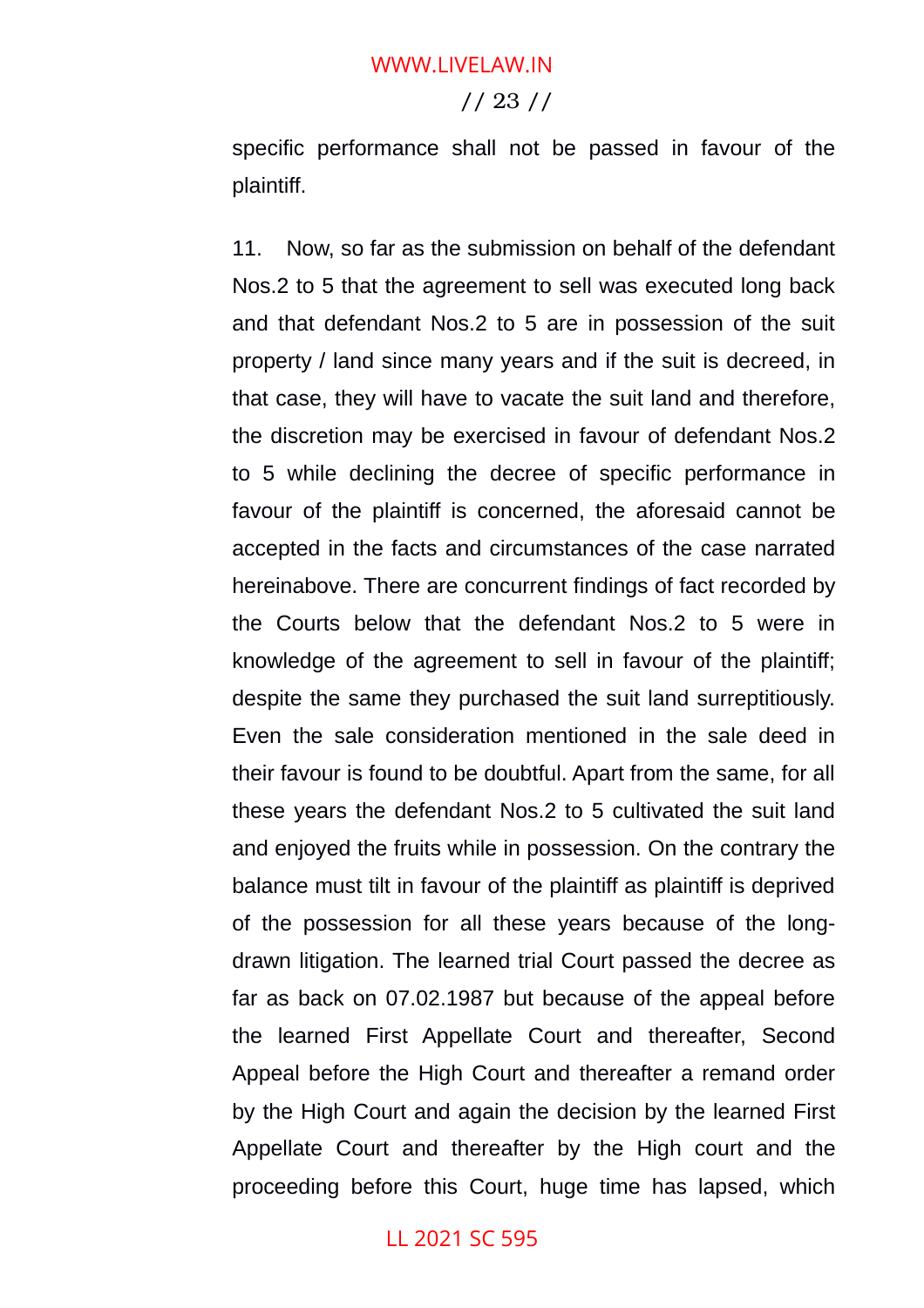specific performance shall not be passed in favour of the plaintiff.

11. Now, so far as the submission on behalf of the defendant Nos.2 to 5 that the agreement to sell was executed long back and that defendant Nos.2 to 5 are in possession of the suit property / land since many years and if the suit is decreed, in that case, they will have to vacate the suit land and therefore, the discretion may be exercised in favour of defendant Nos.2 to 5 while declining the decree of specific performance in favour of the plaintiff is concerned, the aforesaid cannot be accepted in the facts and circumstances of the case narrated hereinabove. There are concurrent findings of fact recorded by the Courts below that the defendant Nos.2 to 5 were in knowledge of the agreement to sell in favour of the plaintiff; despite the same they purchased the suit land surreptitiously. Even the sale consideration mentioned in the sale deed in their favour is found to be doubtful. Apart from the same, for all these years the defendant Nos.2 to 5 cultivated the suit land and enjoyed the fruits while in possession. On the contrary the balance must tilt in favour of the plaintiff as plaintiff is deprived of the possession for all these years because of the long-drawn litigation. The learned trial Court passed the decree as far as back on 07.02.1987 but because of the appeal before the learned First Appellate Court and thereafter, Second Appeal before the High Court and thereafter a remand order by the High Court and again the decision by the learned First Appellate Court and thereafter by the High court and the proceeding before this Court, huge time has lapsed, which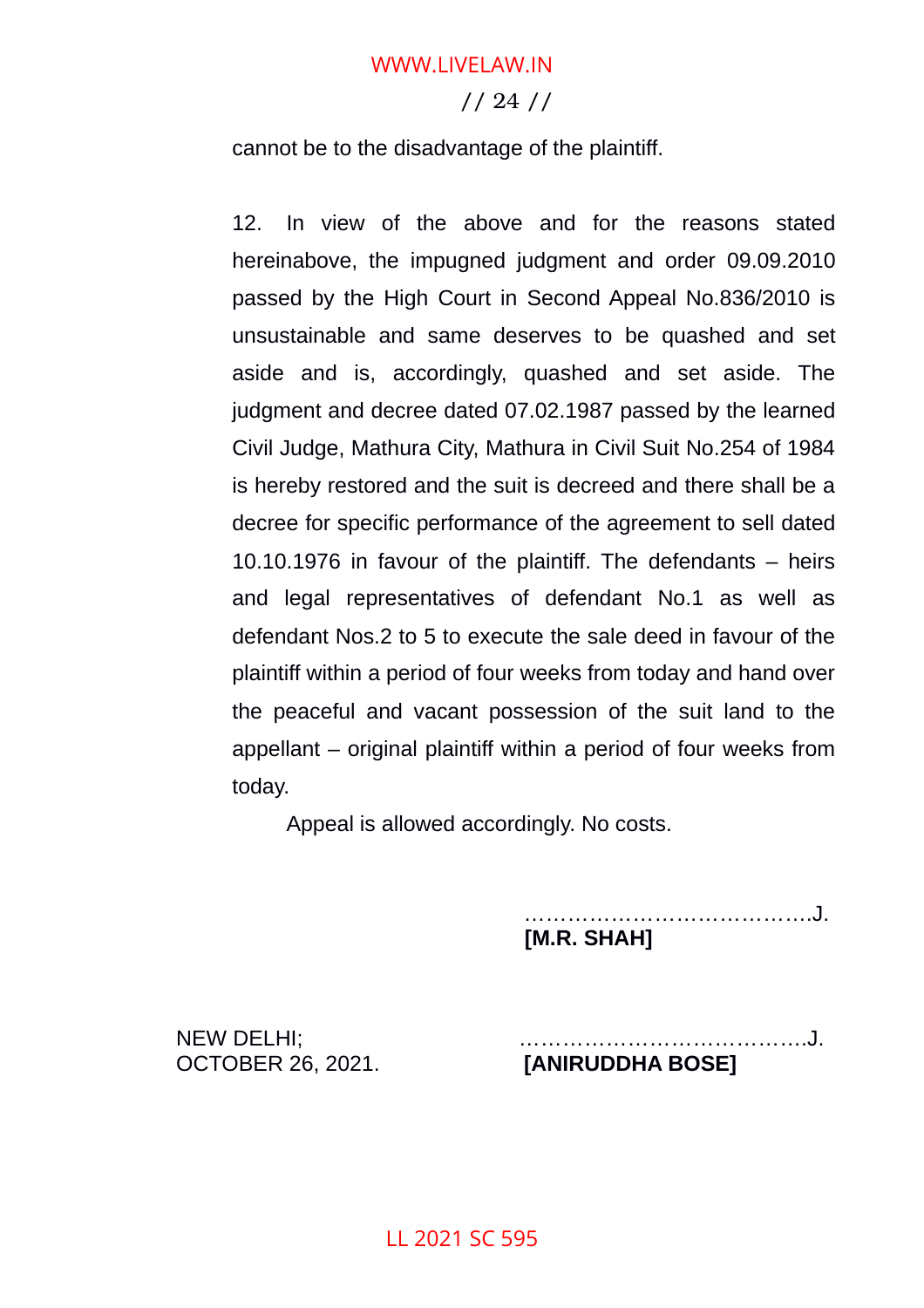cannot be to the disadvantage of the plaintiff.

12. In view of the above and for the reasons stated hereinabove, the impugned judgment and order 09.09.2010 passed by the High Court in Second Appeal No.836/2010 is unsustainable and same deserves to be quashed and set aside and is, accordingly, quashed and set aside. The judgment and decree dated 07.02.1987 passed by the learned Civil Judge, Mathura City, Mathura in Civil Suit No.254 of 1984 is hereby restored and the suit is decreed and there shall be a decree for specific performance of the agreement to sell dated 10.10.1976 in favour of the plaintiff. The defendants – heirs and legal representatives of defendant No.1 as well as defendant Nos.2 to 5 to execute the sale deed in favour of the plaintiff within a period of four weeks from today and hand over the peaceful and vacant possession of the suit land to the appellant – original plaintiff within a period of four weeks from today.

Appeal is allowed accordingly. No costs.

…………………………………….J.
**[M.R. SHAH]**

NEW DELHI;
OCTOBER 26, 2021.

…………………………………….J.
**[ANIRUDDHA BOSE]**